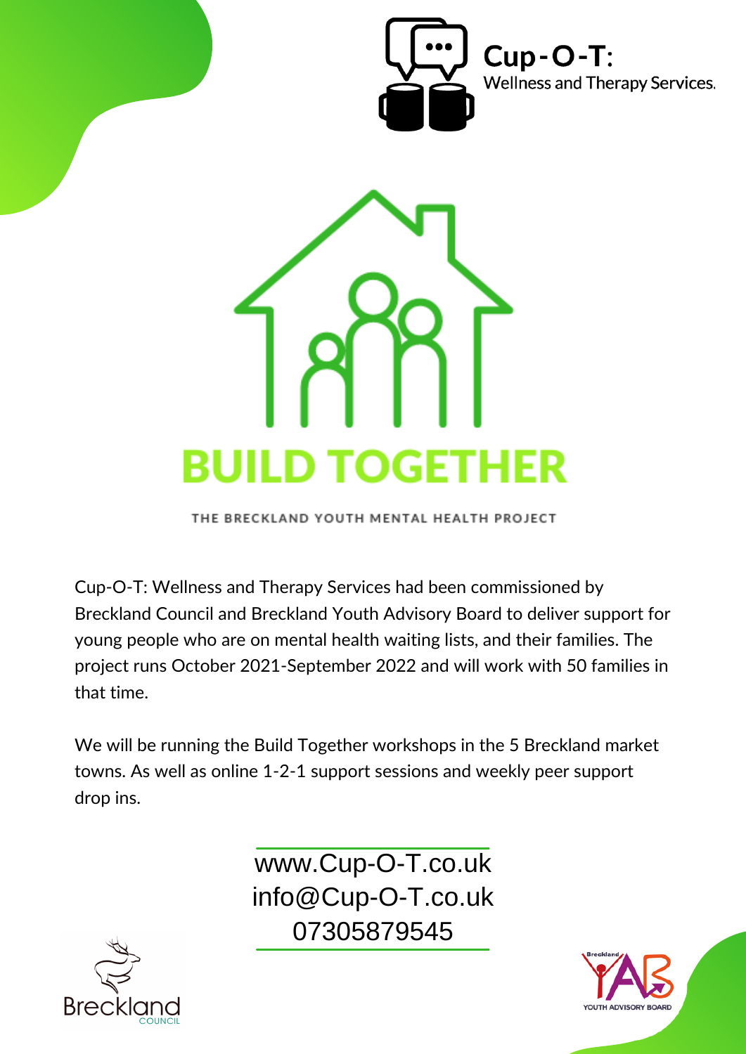Cup-O-T: Wellness and Therapy Services.

# BUILD TOGETHER

THE BRECKLAND YOUTH MENTAL HEALTH PROJECT

Cup-O-T: Wellness and Therapy Services had been commissioned by Breckland Council and Breckland Youth Advisory Board to deliver support for young people who are on mental health waiting lists, and their families. The project runs October 2021-September 2022 and will work with 50 families in that time.

We will be running the Build Together workshops in the 5 Breckland market towns. As well as online 1-2-1 support sessions and weekly peer support drop ins.

www.Cup-O-T.co.uk
info@Cup-O-T.co.uk
07305879545

Breckland COUNCIL

Breckland YAB YOUTH ADVISORY BOARD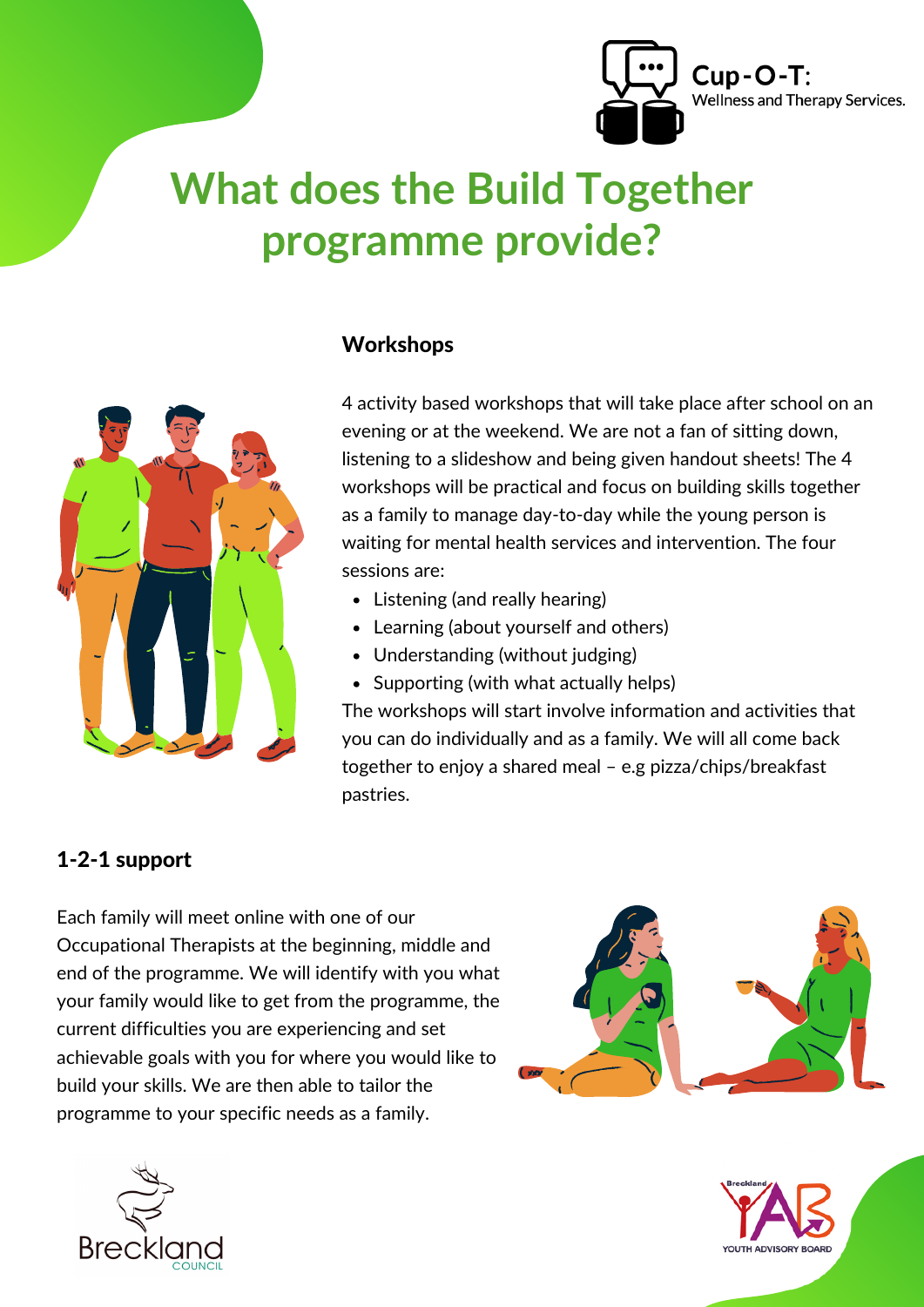Cup-O-T: Wellness and Therapy Services.

# What does the Build Together programme provide?

## Workshops

4 activity based workshops that will take place after school on an evening or at the weekend. We are not a fan of sitting down, listening to a slideshow and being given handout sheets! The 4 workshops will be practical and focus on building skills together as a family to manage day-to-day while the young person is waiting for mental health services and intervention. The four sessions are:

- Listening (and really hearing)
- Learning (about yourself and others)
- Understanding (without judging)
- Supporting (with what actually helps)

The workshops will start involve information and activities that you can do individually and as a family. We will all come back together to enjoy a shared meal – e.g pizza/chips/breakfast pastries.

## 1-2-1 support

Each family will meet online with one of our Occupational Therapists at the beginning, middle and end of the programme. We will identify with you what your family would like to get from the programme, the current difficulties you are experiencing and set achievable goals with you for where you would like to build your skills. We are then able to tailor the programme to your specific needs as a family.

Breckland COUNCIL

Breckland YAB YOUTH ADVISORY BOARD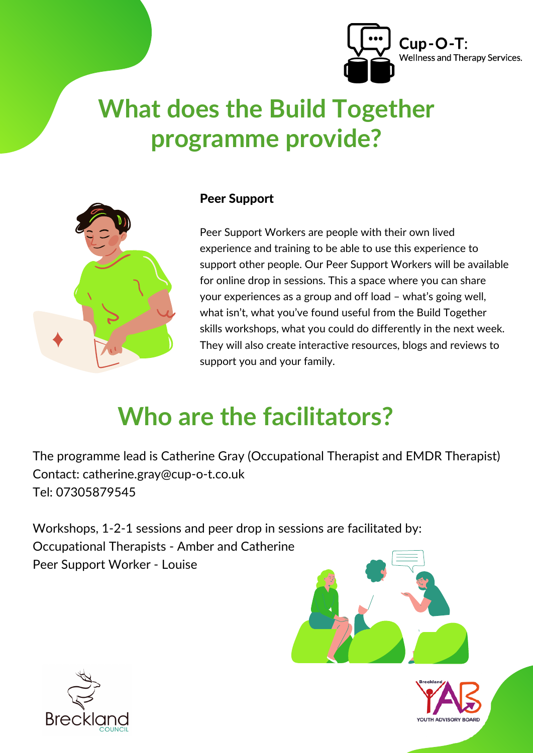Cup-O-T: Wellness and Therapy Services.

# What does the Build Together programme provide?

**Peer Support**

Peer Support Workers are people with their own lived experience and training to be able to use this experience to support other people. Our Peer Support Workers will be available for online drop in sessions. This a space where you can share your experiences as a group and off load – what's going well, what isn't, what you've found useful from the Build Together skills workshops, what you could do differently in the next week. They will also create interactive resources, blogs and reviews to support you and your family.

# Who are the facilitators?

The programme lead is Catherine Gray (Occupational Therapist and EMDR Therapist)
Contact: catherine.gray@cup-o-t.co.uk
Tel: 07305879545

Workshops, 1-2-1 sessions and peer drop in sessions are facilitated by:
Occupational Therapists - Amber and Catherine
Peer Support Worker - Louise

Breckland Council

Breckland YAB Youth Advisory Board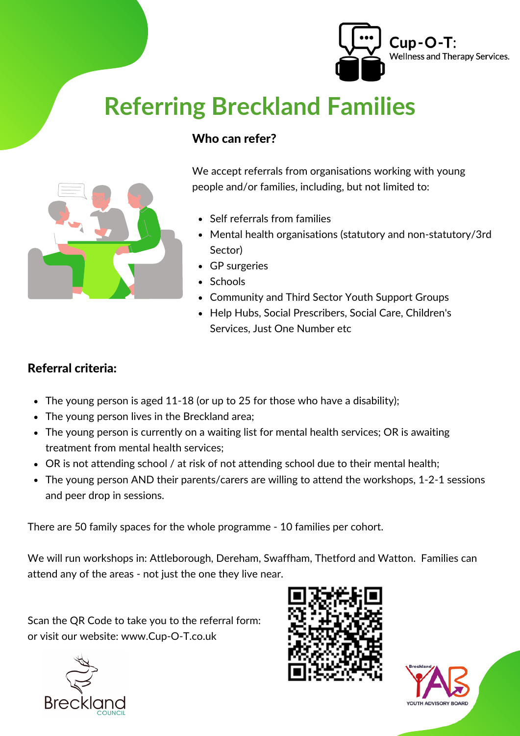Cup-O-T: Wellness and Therapy Services.

# Referring Breckland Families

## Who can refer?

We accept referrals from organisations working with young people and/or families, including, but not limited to:

- Self referrals from families
- Mental health organisations (statutory and non-statutory/3rd Sector)
- GP surgeries
- Schools
- Community and Third Sector Youth Support Groups
- Help Hubs, Social Prescribers, Social Care, Children's Services, Just One Number etc

## Referral criteria:

- The young person is aged 11-18 (or up to 25 for those who have a disability);
- The young person lives in the Breckland area;
- The young person is currently on a waiting list for mental health services; OR is awaiting treatment from mental health services;
- OR is not attending school / at risk of not attending school due to their mental health;
- The young person AND their parents/carers are willing to attend the workshops, 1-2-1 sessions and peer drop in sessions.

There are 50 family spaces for the whole programme - 10 families per cohort.

We will run workshops in: Attleborough, Dereham, Swaffham, Thetford and Watton. Families can attend any of the areas - not just the one they live near.

Scan the QR Code to take you to the referral form: or visit our website: www.Cup-O-T.co.uk

Breckland COUNCIL

Breckland YAB YOUTH ADVISORY BOARD